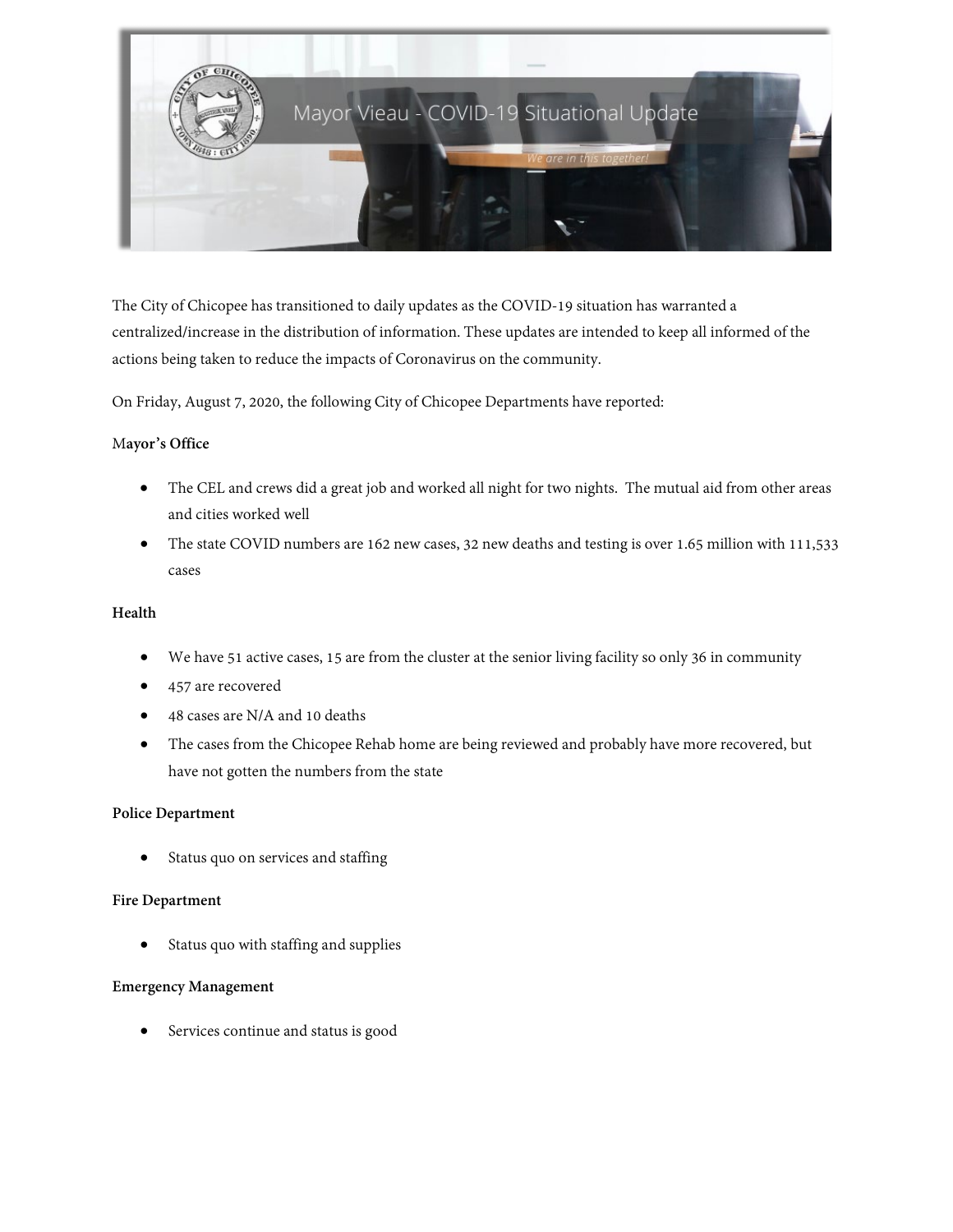# Mayor Vieau - COVID-19 Situational Update

*We are in this together!*

The City of Chicopee has transitioned to daily updates as the COVID-19 situation has warranted a centralized/increase in the distribution of information. These updates are intended to keep all informed of the actions being taken to reduce the impacts of Coronavirus on the community.

On Friday, August 7, 2020, the following City of Chicopee Departments have reported:

**Mayor's Office**

- The CEL and crews did a great job and worked all night for two nights. The mutual aid from other areas and cities worked well
- The state COVID numbers are 162 new cases, 32 new deaths and testing is over 1.65 million with 111,533 cases

**Health**

- We have 51 active cases, 15 are from the cluster at the senior living facility so only 36 in community
- 457 are recovered
- 48 cases are N/A and 10 deaths
- The cases from the Chicopee Rehab home are being reviewed and probably have more recovered, but have not gotten the numbers from the state

**Police Department**

- Status quo on services and staffing

**Fire Department**

- Status quo with staffing and supplies

**Emergency Management**

- Services continue and status is good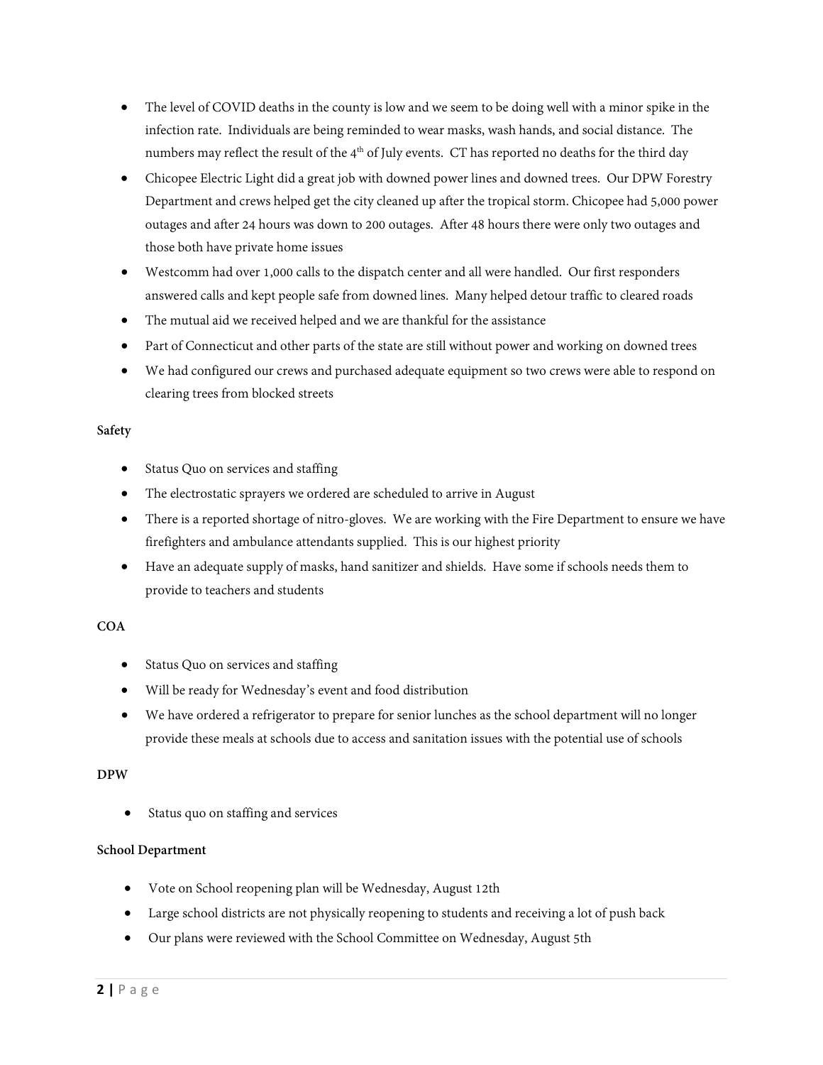- The level of COVID deaths in the county is low and we seem to be doing well with a minor spike in the infection rate. Individuals are being reminded to wear masks, wash hands, and social distance. The numbers may reflect the result of the 4th of July events. CT has reported no deaths for the third day
- Chicopee Electric Light did a great job with downed power lines and downed trees. Our DPW Forestry Department and crews helped get the city cleaned up after the tropical storm. Chicopee had 5,000 power outages and after 24 hours was down to 200 outages. After 48 hours there were only two outages and those both have private home issues
- Westcomm had over 1,000 calls to the dispatch center and all were handled. Our first responders answered calls and kept people safe from downed lines. Many helped detour traffic to cleared roads
- The mutual aid we received helped and we are thankful for the assistance
- Part of Connecticut and other parts of the state are still without power and working on downed trees
- We had configured our crews and purchased adequate equipment so two crews were able to respond on clearing trees from blocked streets

**Safety**

- Status Quo on services and staffing
- The electrostatic sprayers we ordered are scheduled to arrive in August
- There is a reported shortage of nitro-gloves. We are working with the Fire Department to ensure we have firefighters and ambulance attendants supplied. This is our highest priority
- Have an adequate supply of masks, hand sanitizer and shields. Have some if schools needs them to provide to teachers and students

**COA**

- Status Quo on services and staffing
- Will be ready for Wednesday's event and food distribution
- We have ordered a refrigerator to prepare for senior lunches as the school department will no longer provide these meals at schools due to access and sanitation issues with the potential use of schools

**DPW**

- Status quo on staffing and services

**School Department**

- Vote on School reopening plan will be Wednesday, August 12th
- Large school districts are not physically reopening to students and receiving a lot of push back
- Our plans were reviewed with the School Committee on Wednesday, August 5th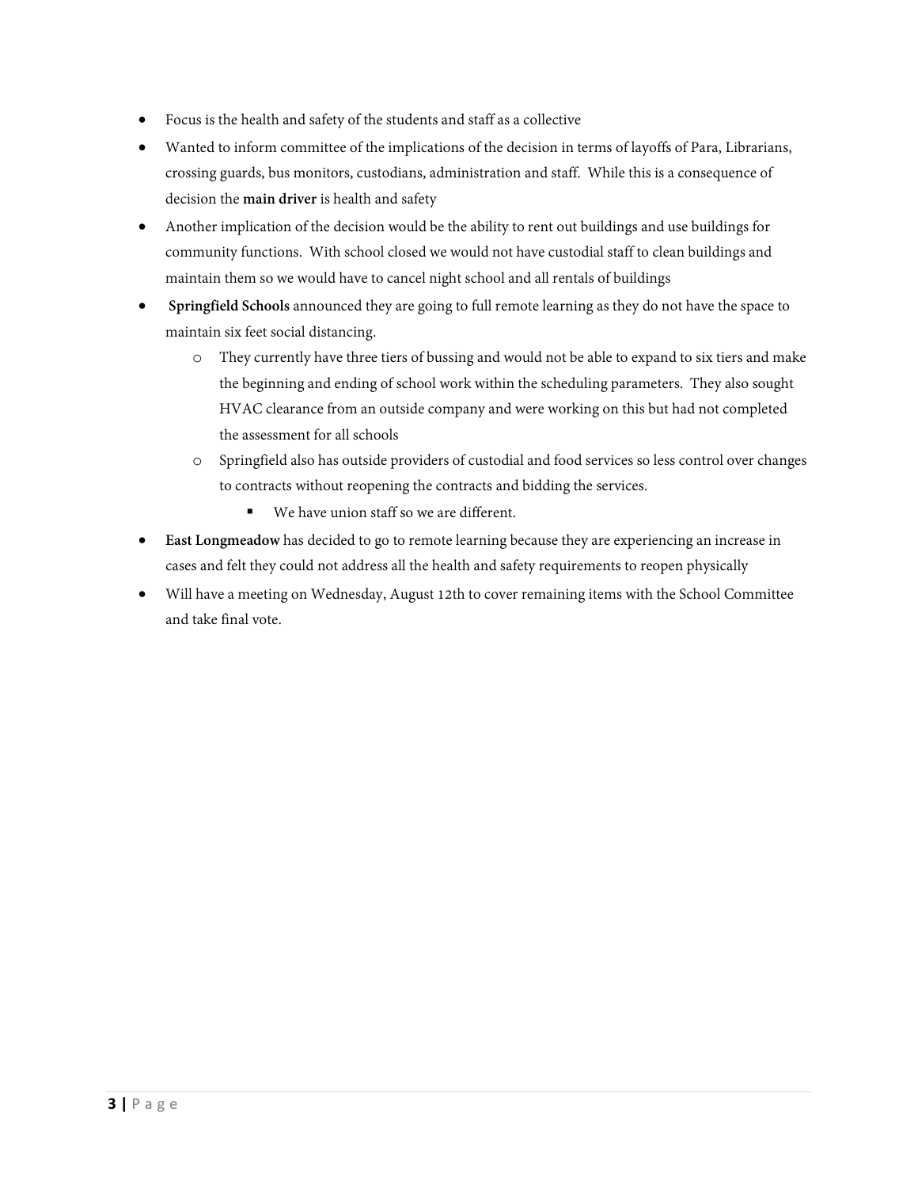- Focus is the health and safety of the students and staff as a collective
- Wanted to inform committee of the implications of the decision in terms of layoffs of Para, Librarians, crossing guards, bus monitors, custodians, administration and staff. While this is a consequence of decision the **main driver** is health and safety
- Another implication of the decision would be the ability to rent out buildings and use buildings for community functions. With school closed we would not have custodial staff to clean buildings and maintain them so we would have to cancel night school and all rentals of buildings
- **Springfield Schools** announced they are going to full remote learning as they do not have the space to maintain six feet social distancing.
  - They currently have three tiers of bussing and would not be able to expand to six tiers and make the beginning and ending of school work within the scheduling parameters. They also sought HVAC clearance from an outside company and were working on this but had not completed the assessment for all schools
  - Springfield also has outside providers of custodial and food services so less control over changes to contracts without reopening the contracts and bidding the services.
    - We have union staff so we are different.
- **East Longmeadow** has decided to go to remote learning because they are experiencing an increase in cases and felt they could not address all the health and safety requirements to reopen physically
- Will have a meeting on Wednesday, August 12th to cover remaining items with the School Committee and take final vote.